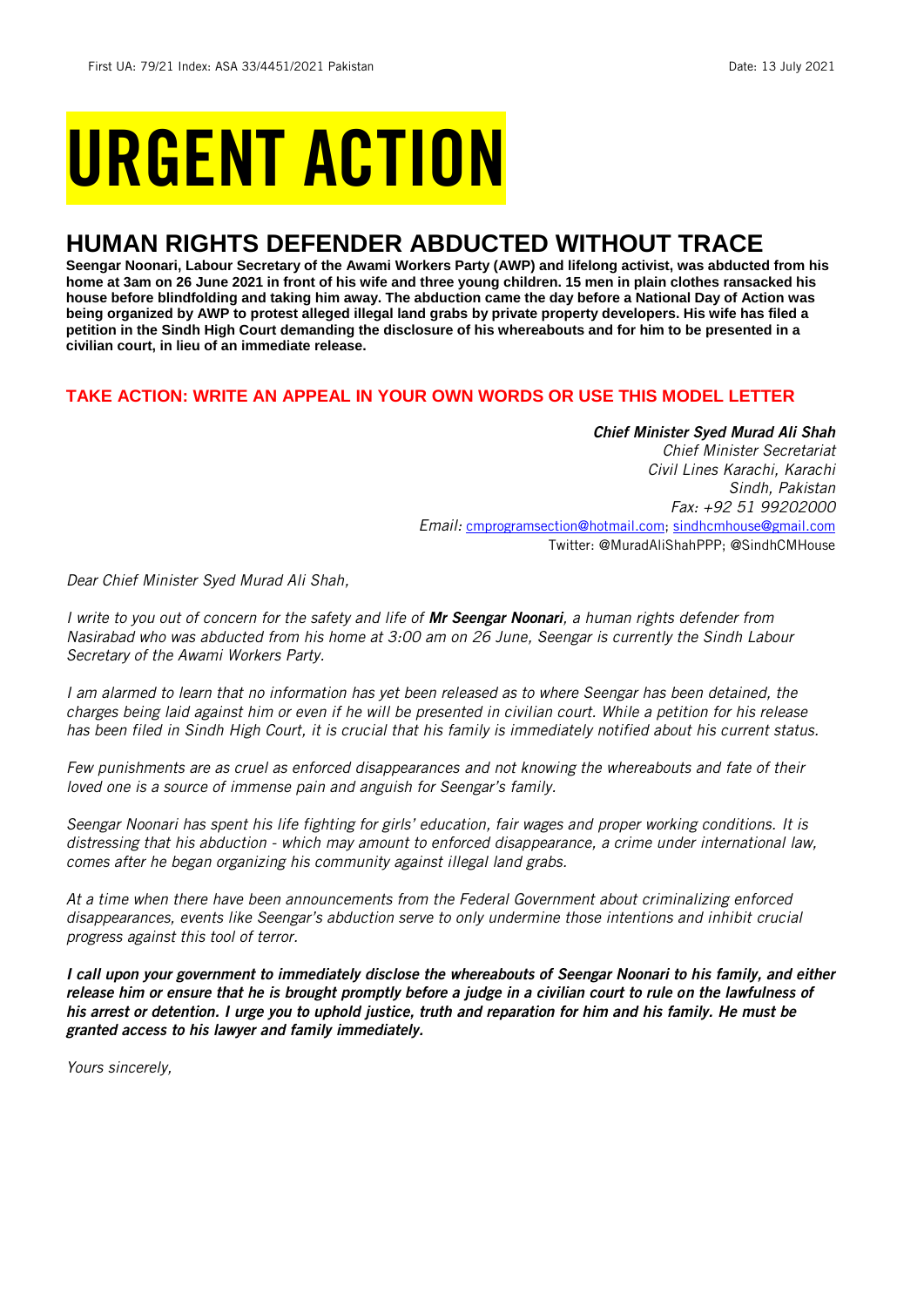First UA: 79/21 Index: ASA 33/4451/2021 Pakistan Date: 13 July 2021

# URGENT ACTION

## HUMAN RIGHTS DEFENDER ABDUCTED WITHOUT TRACE

**Seengar Noonari, Labour Secretary of the Awami Workers Party (AWP) and lifelong activist, was abducted from his home at 3am on 26 June 2021 in front of his wife and three young children. 15 men in plain clothes ransacked his house before blindfolding and taking him away. The abduction came the day before a National Day of Action was being organized by AWP to protest alleged illegal land grabs by private property developers. His wife has filed a petition in the Sindh High Court demanding the disclosure of his whereabouts and for him to be presented in a civilian court, in lieu of an immediate release.**

### TAKE ACTION: WRITE AN APPEAL IN YOUR OWN WORDS OR USE THIS MODEL LETTER

***Chief Minister Syed Murad Ali Shah***
*Chief Minister Secretariat*
*Civil Lines Karachi, Karachi*
*Sindh, Pakistan*
*Fax: +92 51 99202000*
*Email:* cmprogramsection@hotmail.com; sindhcmhouse@gmail.com
Twitter: @MuradAliShahPPP; @SindhCMHouse

*Dear Chief Minister Syed Murad Ali Shah,*

*I write to you out of concern for the safety and life of* ***Mr Seengar Noonari****, a human rights defender from Nasirabad who was abducted from his home at 3:00 am on 26 June, Seengar is currently the Sindh Labour Secretary of the Awami Workers Party.*

*I am alarmed to learn that no information has yet been released as to where Seengar has been detained, the charges being laid against him or even if he will be presented in civilian court. While a petition for his release has been filed in Sindh High Court, it is crucial that his family is immediately notified about his current status.*

*Few punishments are as cruel as enforced disappearances and not knowing the whereabouts and fate of their loved one is a source of immense pain and anguish for Seengar's family.*

*Seengar Noonari has spent his life fighting for girls' education, fair wages and proper working conditions. It is distressing that his abduction - which may amount to enforced disappearance, a crime under international law, comes after he began organizing his community against illegal land grabs.*

*At a time when there have been announcements from the Federal Government about criminalizing enforced disappearances, events like Seengar's abduction serve to only undermine those intentions and inhibit crucial progress against this tool of terror.*

***I call upon your government to immediately disclose the whereabouts of Seengar Noonari to his family, and either release him or ensure that he is brought promptly before a judge in a civilian court to rule on the lawfulness of his arrest or detention. I urge you to uphold justice, truth and reparation for him and his family. He must be granted access to his lawyer and family immediately.***

*Yours sincerely,*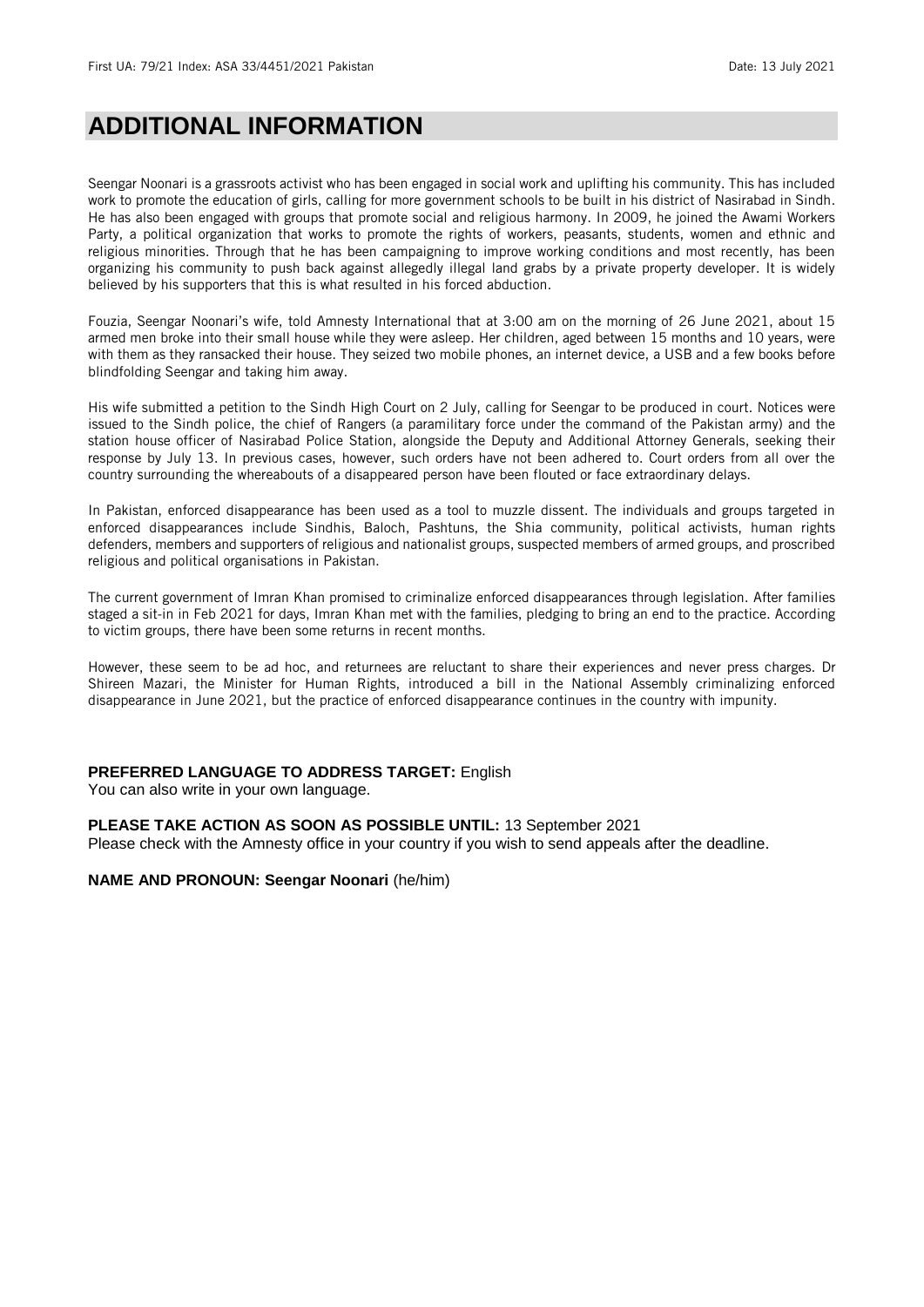# ADDITIONAL INFORMATION

Seengar Noonari is a grassroots activist who has been engaged in social work and uplifting his community. This has included work to promote the education of girls, calling for more government schools to be built in his district of Nasirabad in Sindh. He has also been engaged with groups that promote social and religious harmony. In 2009, he joined the Awami Workers Party, a political organization that works to promote the rights of workers, peasants, students, women and ethnic and religious minorities. Through that he has been campaigning to improve working conditions and most recently, has been organizing his community to push back against allegedly illegal land grabs by a private property developer. It is widely believed by his supporters that this is what resulted in his forced abduction.

Fouzia, Seengar Noonari's wife, told Amnesty International that at 3:00 am on the morning of 26 June 2021, about 15 armed men broke into their small house while they were asleep. Her children, aged between 15 months and 10 years, were with them as they ransacked their house. They seized two mobile phones, an internet device, a USB and a few books before blindfolding Seengar and taking him away.

His wife submitted a petition to the Sindh High Court on 2 July, calling for Seengar to be produced in court. Notices were issued to the Sindh police, the chief of Rangers (a paramilitary force under the command of the Pakistan army) and the station house officer of Nasirabad Police Station, alongside the Deputy and Additional Attorney Generals, seeking their response by July 13. In previous cases, however, such orders have not been adhered to. Court orders from all over the country surrounding the whereabouts of a disappeared person have been flouted or face extraordinary delays.

In Pakistan, enforced disappearance has been used as a tool to muzzle dissent. The individuals and groups targeted in enforced disappearances include Sindhis, Baloch, Pashtuns, the Shia community, political activists, human rights defenders, members and supporters of religious and nationalist groups, suspected members of armed groups, and proscribed religious and political organisations in Pakistan.

The current government of Imran Khan promised to criminalize enforced disappearances through legislation. After families staged a sit-in in Feb 2021 for days, Imran Khan met with the families, pledging to bring an end to the practice. According to victim groups, there have been some returns in recent months.

However, these seem to be ad hoc, and returnees are reluctant to share their experiences and never press charges. Dr Shireen Mazari, the Minister for Human Rights, introduced a bill in the National Assembly criminalizing enforced disappearance in June 2021, but the practice of enforced disappearance continues in the country with impunity.

**PREFERRED LANGUAGE TO ADDRESS TARGET:** English
You can also write in your own language.

**PLEASE TAKE ACTION AS SOON AS POSSIBLE UNTIL:** 13 September 2021
Please check with the Amnesty office in your country if you wish to send appeals after the deadline.

**NAME AND PRONOUN: Seengar Noonari** (he/him)